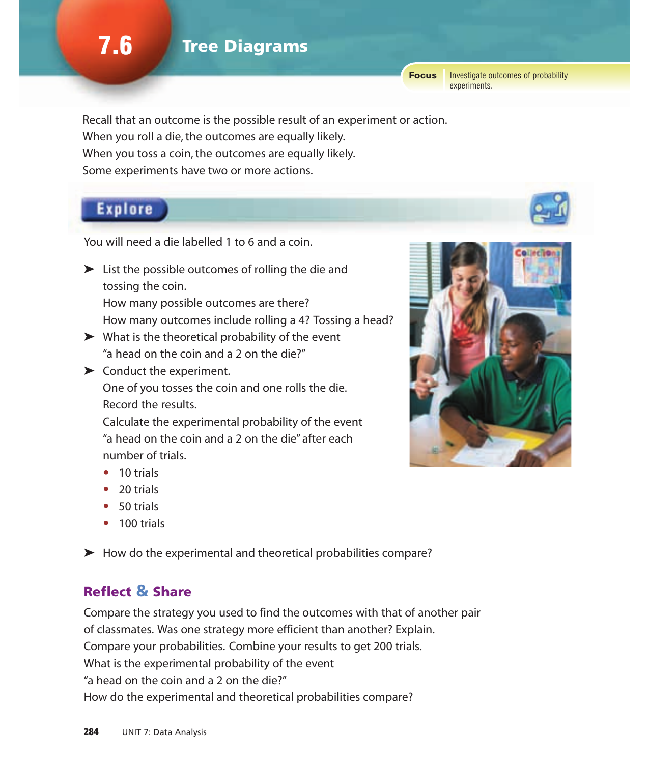# 7.6 Tree Diagrams

**Focus** Investigate outcomes of probability experiments.

Recall that an outcome is the possible result of an experiment or action.
When you roll a die, the outcomes are equally likely.
When you toss a coin, the outcomes are equally likely.
Some experiments have two or more actions.

## Explore

You will need a die labelled 1 to 6 and a coin.

- List the possible outcomes of rolling the die and tossing the coin.
  How many possible outcomes are there?
  How many outcomes include rolling a 4? Tossing a head?
- What is the theoretical probability of the event "a head on the coin and a 2 on the die?"
- Conduct the experiment.
  One of you tosses the coin and one rolls the die.
  Record the results.
  Calculate the experimental probability of the event "a head on the coin and a 2 on the die" after each number of trials.
  - 10 trials
  - 20 trials
  - 50 trials
  - 100 trials
- How do the experimental and theoretical probabilities compare?

### Reflect & Share

Compare the strategy you used to find the outcomes with that of another pair of classmates. Was one strategy more efficient than another? Explain.
Compare your probabilities. Combine your results to get 200 trials.
What is the experimental probability of the event "a head on the coin and a 2 on the die?"
How do the experimental and theoretical probabilities compare?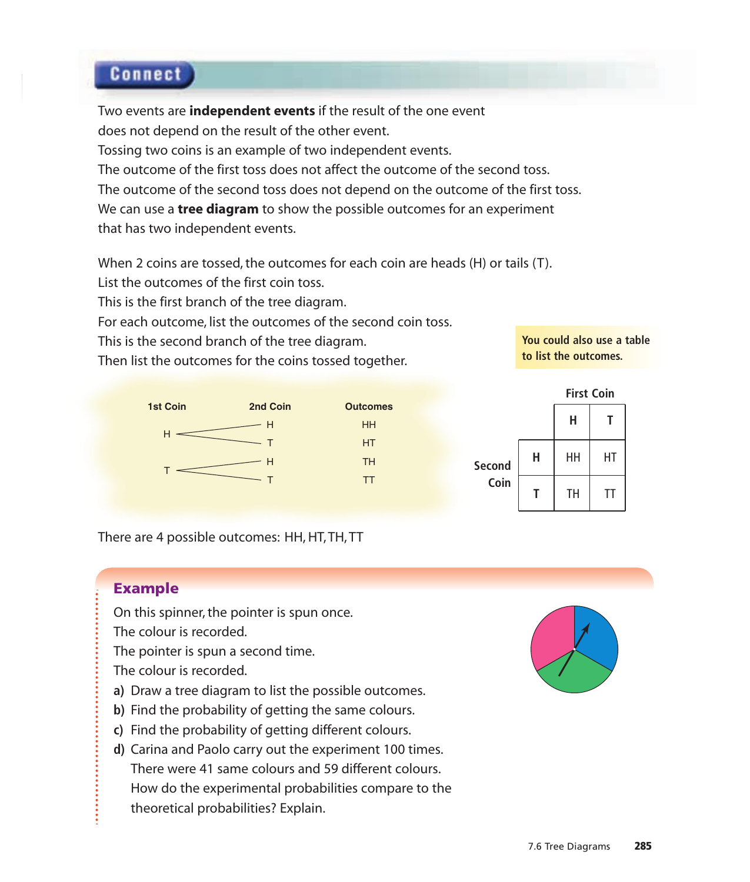## Connect

Two events are **independent events** if the result of the one event does not depend on the result of the other event.
Tossing two coins is an example of two independent events.
The outcome of the first toss does not affect the outcome of the second toss.
The outcome of the second toss does not depend on the outcome of the first toss.
We can use a **tree diagram** to show the possible outcomes for an experiment that has two independent events.

When 2 coins are tossed, the outcomes for each coin are heads (H) or tails (T).
List the outcomes of the first coin toss.
This is the first branch of the tree diagram.
For each outcome, list the outcomes of the second coin toss.
This is the second branch of the tree diagram.
Then list the outcomes for the coins tossed together.

You could also use a table to list the outcomes.

| 1st Coin | 2nd Coin | Outcomes |
|---|---|---|
| H | H | HH |
| | T | HT |
| T | H | TH |
| | T | TT |

| | | First Coin | |
|---|---|---|---|
| | | **H** | **T** |
| **Second Coin** | **H** | HH | HT |
| | **T** | TH | TT |

There are 4 possible outcomes: HH, HT, TH, TT

### Example

On this spinner, the pointer is spun once.
The colour is recorded.
The pointer is spun a second time.
The colour is recorded.

**a)** Draw a tree diagram to list the possible outcomes.
**b)** Find the probability of getting the same colours.
**c)** Find the probability of getting different colours.
**d)** Carina and Paolo carry out the experiment 100 times.
There were 41 same colours and 59 different colours.
How do the experimental probabilities compare to the theoretical probabilities? Explain.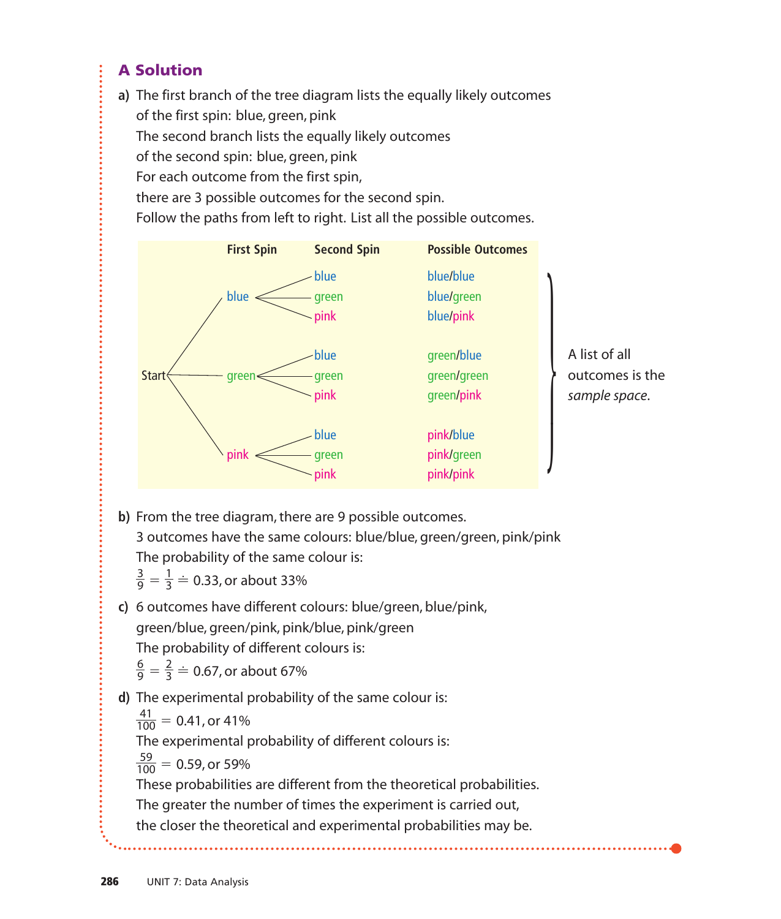## A Solution

**a)** The first branch of the tree diagram lists the equally likely outcomes of the first spin: blue, green, pink
The second branch lists the equally likely outcomes of the second spin: blue, green, pink
For each outcome from the first spin, there are 3 possible outcomes for the second spin.
Follow the paths from left to right. List all the possible outcomes.

| | First Spin | Second Spin | Possible Outcomes |
|---|---|---|---|
| Start | blue | blue | blue/blue |
| | | green | blue/green |
| | | pink | blue/pink |
| | green | blue | green/blue |
| | | green | green/green |
| | | pink | green/pink |
| | pink | blue | pink/blue |
| | | green | pink/green |
| | | pink | pink/pink |

A list of all outcomes is the *sample space*.

**b)** From the tree diagram, there are 9 possible outcomes.
3 outcomes have the same colours: blue/blue, green/green, pink/pink
The probability of the same colour is:
$\frac{3}{9} = \frac{1}{3} \doteq 0.33$, or about 33%

**c)** 6 outcomes have different colours: blue/green, blue/pink, green/blue, green/pink, pink/blue, pink/green
The probability of different colours is:
$\frac{6}{9} = \frac{2}{3} \doteq 0.67$, or about 67%

**d)** The experimental probability of the same colour is:
$\frac{41}{100} = 0.41$, or 41%
The experimental probability of different colours is:
$\frac{59}{100} = 0.59$, or 59%
These probabilities are different from the theoretical probabilities.
The greater the number of times the experiment is carried out, the closer the theoretical and experimental probabilities may be.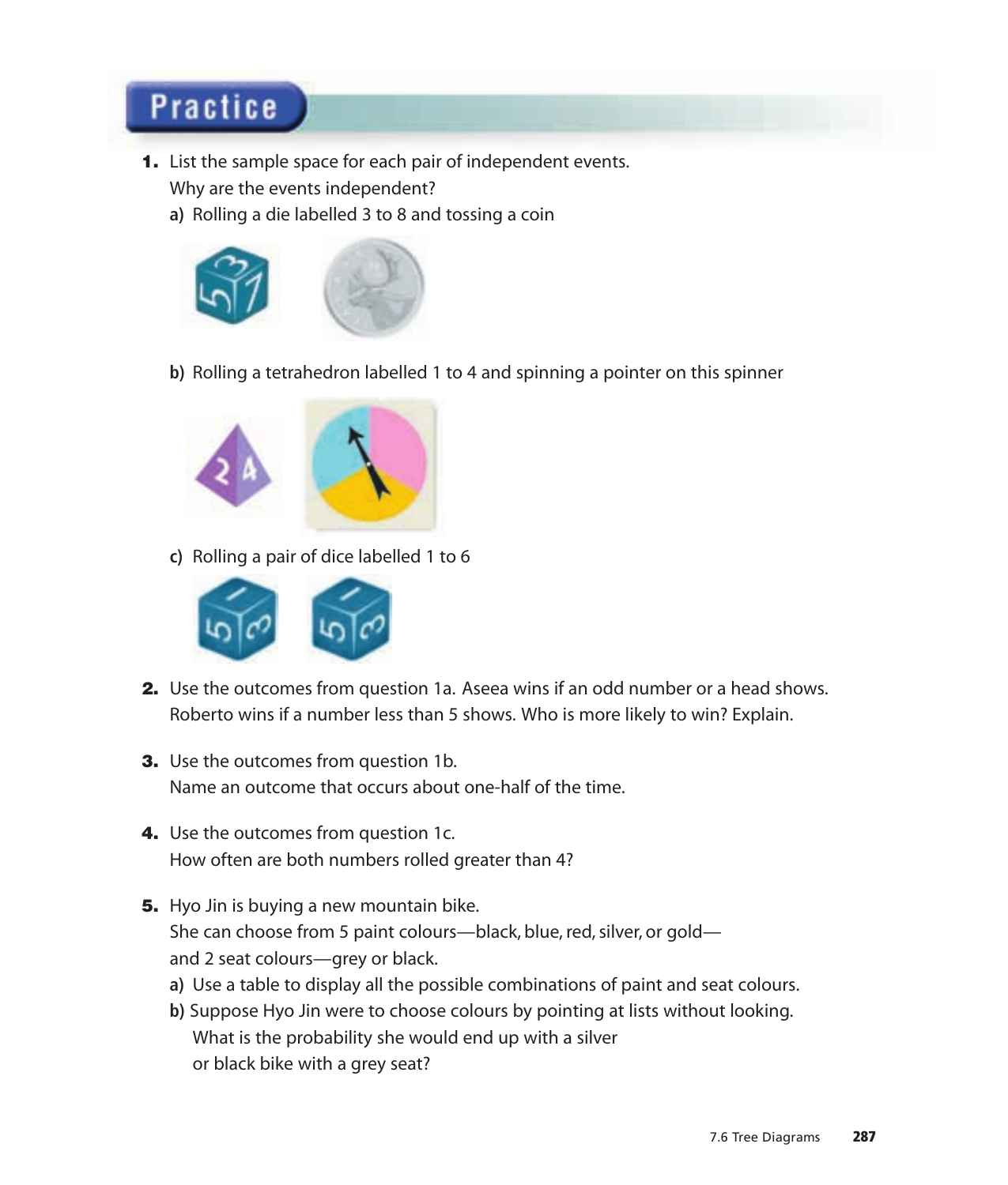## Practice

1. List the sample space for each pair of independent events.
   Why are the events independent?
   a) Rolling a die labelled 3 to 8 and tossing a coin
   b) Rolling a tetrahedron labelled 1 to 4 and spinning a pointer on this spinner
   c) Rolling a pair of dice labelled 1 to 6

2. Use the outcomes from question 1a. Aseea wins if an odd number or a head shows.
   Roberto wins if a number less than 5 shows. Who is more likely to win? Explain.

3. Use the outcomes from question 1b.
   Name an outcome that occurs about one-half of the time.

4. Use the outcomes from question 1c.
   How often are both numbers rolled greater than 4?

5. Hyo Jin is buying a new mountain bike.
   She can choose from 5 paint colours—black, blue, red, silver, or gold—
   and 2 seat colours—grey or black.
   a) Use a table to display all the possible combinations of paint and seat colours.
   b) Suppose Hyo Jin were to choose colours by pointing at lists without looking.
      What is the probability she would end up with a silver
      or black bike with a grey seat?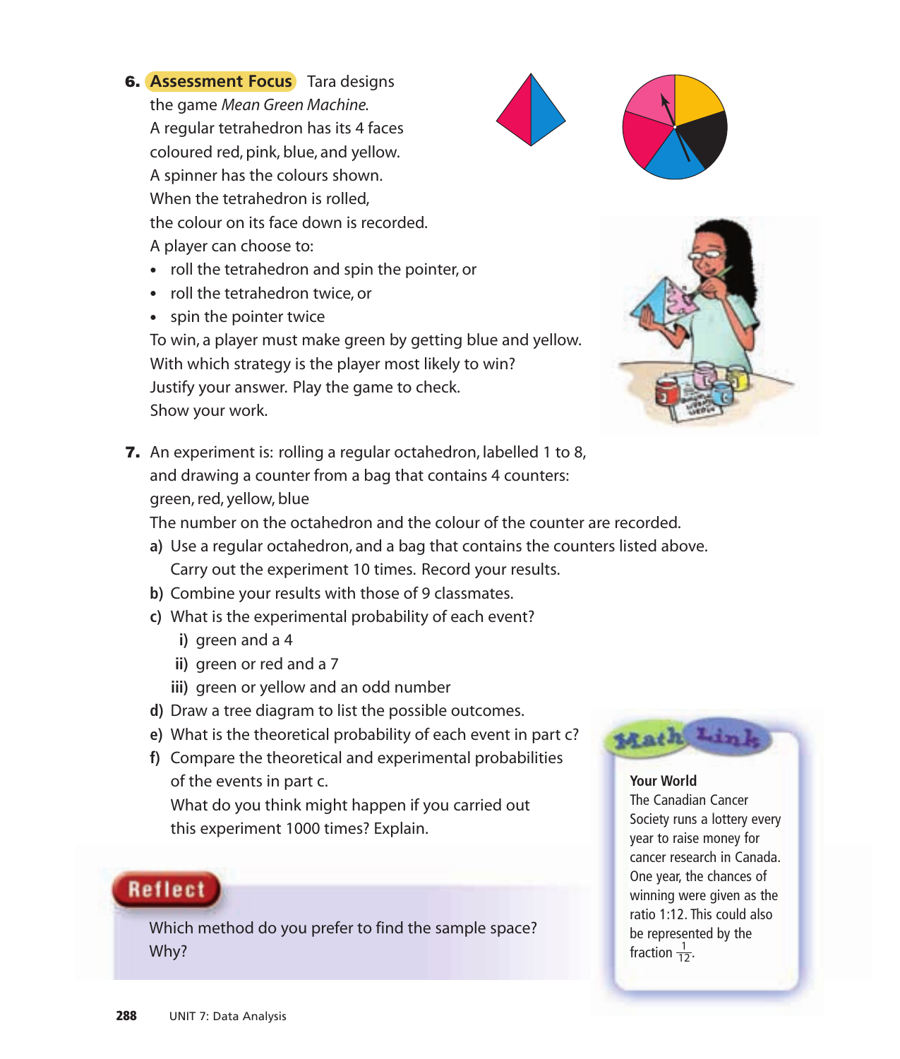**6.** **Assessment Focus** Tara designs the game *Mean Green Machine*.
A regular tetrahedron has its 4 faces coloured red, pink, blue, and yellow.
A spinner has the colours shown.
When the tetrahedron is rolled, the colour on its face down is recorded.
A player can choose to:

- roll the tetrahedron and spin the pointer, or
- roll the tetrahedron twice, or
- spin the pointer twice

To win, a player must make green by getting blue and yellow.
With which strategy is the player most likely to win?
Justify your answer. Play the game to check.
Show your work.

**7.** An experiment is: rolling a regular octahedron, labelled 1 to 8, and drawing a counter from a bag that contains 4 counters: green, red, yellow, blue
The number on the octahedron and the colour of the counter are recorded.

**a)** Use a regular octahedron, and a bag that contains the counters listed above. Carry out the experiment 10 times. Record your results.

**b)** Combine your results with those of 9 classmates.

**c)** What is the experimental probability of each event?

- **i)** green and a 4
- **ii)** green or red and a 7
- **iii)** green or yellow and an odd number

**d)** Draw a tree diagram to list the possible outcomes.

**e)** What is the theoretical probability of each event in part c?

**f)** Compare the theoretical and experimental probabilities of the events in part c.
What do you think might happen if you carried out this experiment 1000 times? Explain.

## Reflect

Which method do you prefer to find the sample space? Why?

## Math Link

**Your World**

The Canadian Cancer Society runs a lottery every year to raise money for cancer research in Canada. One year, the chances of winning were given as the ratio 1:12. This could also be represented by the fraction $\frac{1}{12}$.